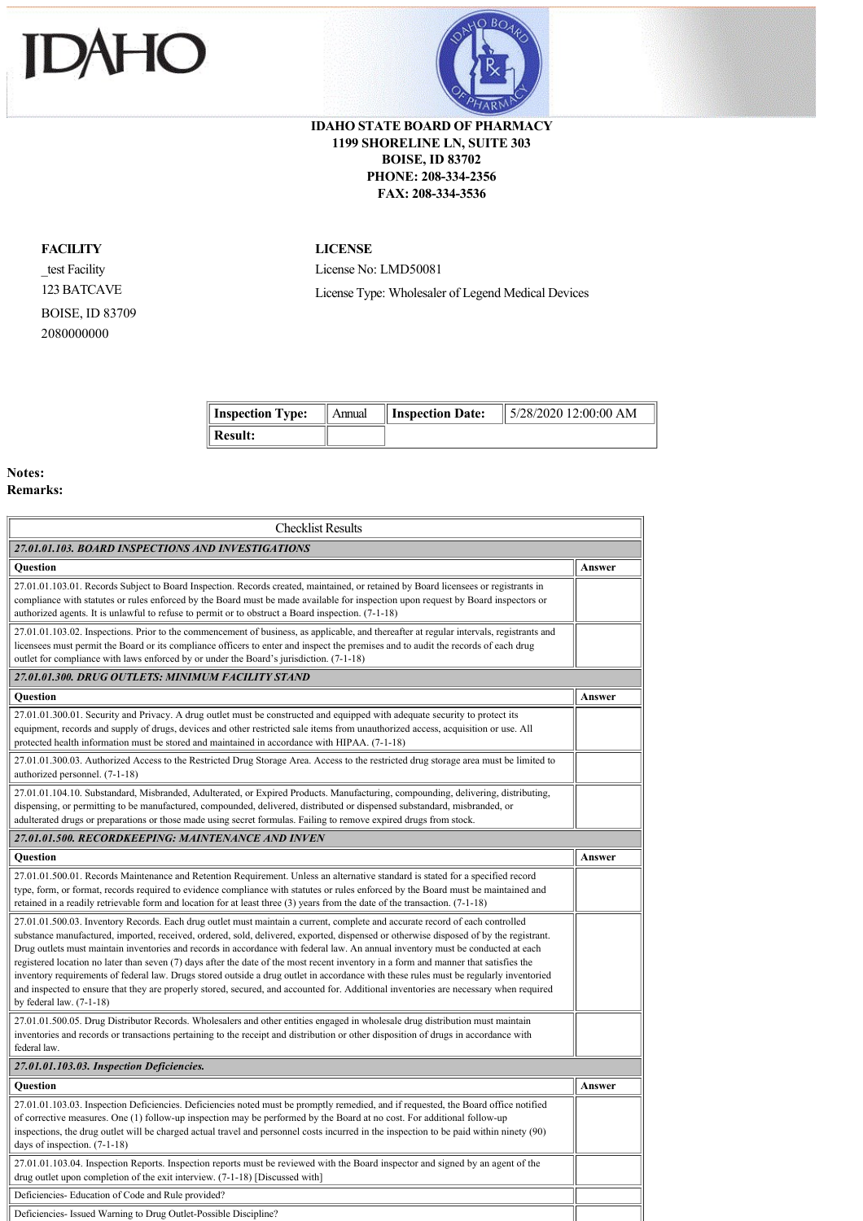IDAHO

**IDAHO STATE BOARD OF PHARMACY**
**1199 SHORELINE LN, SUITE 303**
**BOISE, ID 83702**
**PHONE: 208-334-2356**
**FAX: 208-334-3536**

**FACILITY**
_test Facility
123 BATCAVE
BOISE, ID 83709
2080000000

**LICENSE**
License No: LMD50081
License Type: Wholesaler of Legend Medical Devices

| **Inspection Type:** | Annual | **Inspection Date:** | 5/28/2020 12:00:00 AM |
| --- | --- | --- | --- |
| **Result:** | | | |

**Notes:**
**Remarks:**

| Checklist Results | |
| --- | --- |
| ***27.01.01.103. BOARD INSPECTIONS AND INVESTIGATIONS*** | |
| **Question** | **Answer** |
| 27.01.01.103.01. Records Subject to Board Inspection. Records created, maintained, or retained by Board licensees or registrants in compliance with statutes or rules enforced by the Board must be made available for inspection upon request by Board inspectors or authorized agents. It is unlawful to refuse to permit or to obstruct a Board inspection. (7-1-18) | |
| 27.01.01.103.02. Inspections. Prior to the commencement of business, as applicable, and thereafter at regular intervals, registrants and licensees must permit the Board or its compliance officers to enter and inspect the premises and to audit the records of each drug outlet for compliance with laws enforced by or under the Board's jurisdiction. (7-1-18) | |
| ***27.01.01.300. DRUG OUTLETS: MINIMUM FACILITY STAND*** | |
| **Question** | **Answer** |
| 27.01.01.300.01. Security and Privacy. A drug outlet must be constructed and equipped with adequate security to protect its equipment, records and supply of drugs, devices and other restricted sale items from unauthorized access, acquisition or use. All protected health information must be stored and maintained in accordance with HIPAA. (7-1-18) | |
| 27.01.01.300.03. Authorized Access to the Restricted Drug Storage Area. Access to the restricted drug storage area must be limited to authorized personnel. (7-1-18) | |
| 27.01.01.104.10. Substandard, Misbranded, Adulterated, or Expired Products. Manufacturing, compounding, delivering, distributing, dispensing, or permitting to be manufactured, compounded, delivered, distributed or dispensed substandard, misbranded, or adulterated drugs or preparations or those made using secret formulas. Failing to remove expired drugs from stock. | |
| ***27.01.01.500. RECORDKEEPING: MAINTENANCE AND INVEN*** | |
| **Question** | **Answer** |
| 27.01.01.500.01. Records Maintenance and Retention Requirement. Unless an alternative standard is stated for a specified record type, form, or format, records required to evidence compliance with statutes or rules enforced by the Board must be maintained and retained in a readily retrievable form and location for at least three (3) years from the date of the transaction. (7-1-18) | |
| 27.01.01.500.03. Inventory Records. Each drug outlet must maintain a current, complete and accurate record of each controlled substance manufactured, imported, received, ordered, sold, delivered, exported, dispensed or otherwise disposed of by the registrant. Drug outlets must maintain inventories and records in accordance with federal law. An annual inventory must be conducted at each registered location no later than seven (7) days after the date of the most recent inventory in a form and manner that satisfies the inventory requirements of federal law. Drugs stored outside a drug outlet in accordance with these rules must be regularly inventoried and inspected to ensure that they are properly stored, secured, and accounted for. Additional inventories are necessary when required by federal law. (7-1-18) | |
| 27.01.01.500.05. Drug Distributor Records. Wholesalers and other entities engaged in wholesale drug distribution must maintain inventories and records or transactions pertaining to the receipt and distribution or other disposition of drugs in accordance with federal law. | |
| ***27.01.01.103.03. Inspection Deficiencies.*** | |
| **Question** | **Answer** |
| 27.01.01.103.03. Inspection Deficiencies. Deficiencies noted must be promptly remedied, and if requested, the Board office notified of corrective measures. One (1) follow-up inspection may be performed by the Board at no cost. For additional follow-up inspections, the drug outlet will be charged actual travel and personnel costs incurred in the inspection to be paid within ninety (90) days of inspection. (7-1-18) | |
| 27.01.01.103.04. Inspection Reports. Inspection reports must be reviewed with the Board inspector and signed by an agent of the drug outlet upon completion of the exit interview. (7-1-18) [Discussed with] | |
| Deficiencies- Education of Code and Rule provided? | |
| Deficiencies- Issued Warning to Drug Outlet-Possible Discipline? | |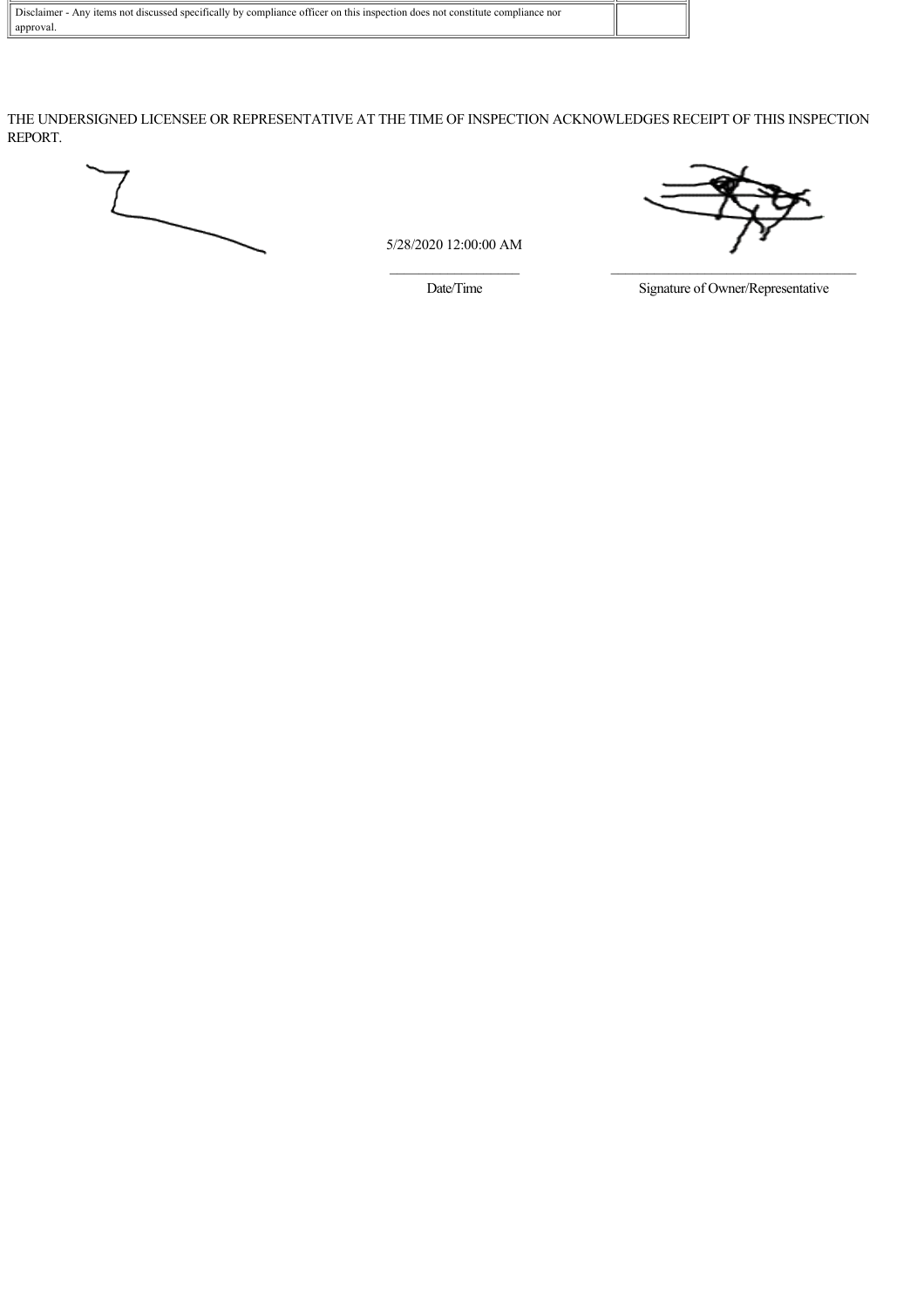| | |
|---|---|
| Disclaimer - Any items not discussed specifically by compliance officer on this inspection does not constitute compliance nor approval. | |

THE UNDERSIGNED LICENSEE OR REPRESENTATIVE AT THE TIME OF INSPECTION ACKNOWLEDGES RECEIPT OF THIS INSPECTION REPORT.

5/28/2020 12:00:00 AM

Date/Time

Signature of Owner/Representative